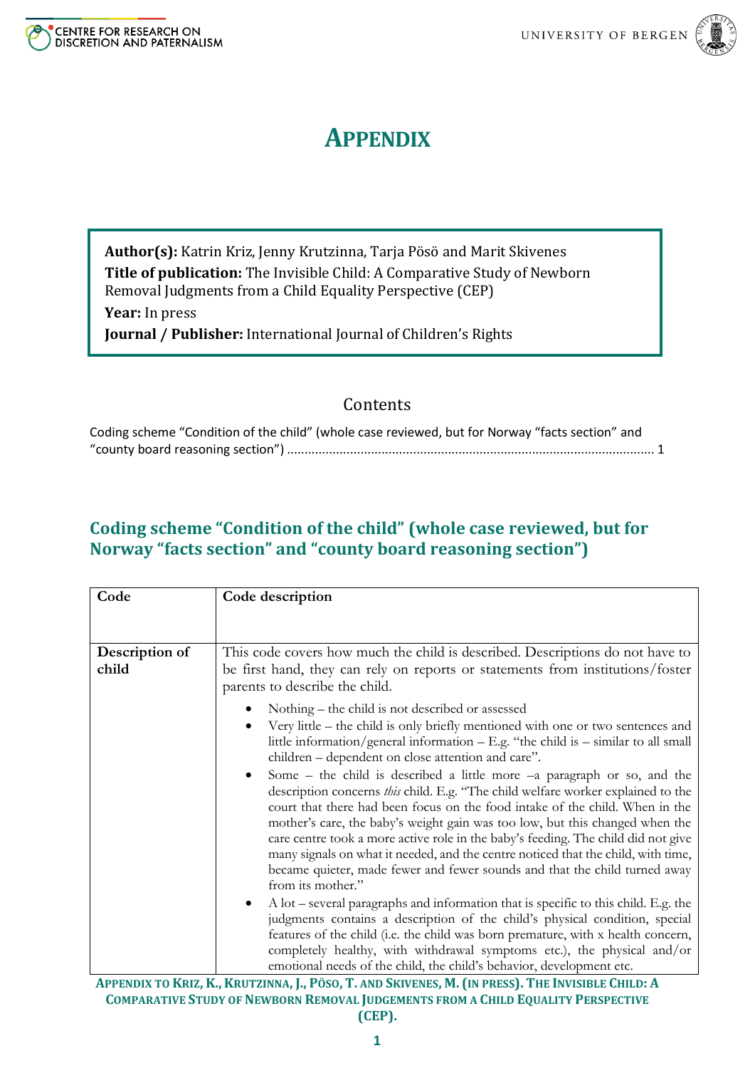# APPENDIX

**Author(s):** Katrin Kriz, Jenny Krutzinna, Tarja Pösö and Marit Skivenes
**Title of publication:** The Invisible Child: A Comparative Study of Newborn Removal Judgments from a Child Equality Perspective (CEP)
**Year:** In press
**Journal / Publisher:** International Journal of Children's Rights

## Contents

Coding scheme "Condition of the child" (whole case reviewed, but for Norway "facts section" and "county board reasoning section") ........................................................................................................ 1

## Coding scheme "Condition of the child" (whole case reviewed, but for Norway "facts section" and "county board reasoning section")

| Code | Code description |
|---|---|
| **Description of child** | This code covers how much the child is described. Descriptions do not have to be first hand, they can rely on reports or statements from institutions/foster parents to describe the child.<br><br>• Nothing – the child is not described or assessed<br>• Very little – the child is only briefly mentioned with one or two sentences and little information/general information – E.g. "the child is – similar to all small children – dependent on close attention and care".<br>• Some – the child is described a little more –a paragraph or so, and the description concerns *this* child. E.g. "The child welfare worker explained to the court that there had been focus on the food intake of the child. When in the mother's care, the baby's weight gain was too low, but this changed when the care centre took a more active role in the baby's feeding. The child did not give many signals on what it needed, and the centre noticed that the child, with time, became quieter, made fewer and fewer sounds and that the child turned away from its mother."<br>• A lot – several paragraphs and information that is specific to this child. E.g. the judgments contains a description of the child's physical condition, special features of the child (i.e. the child was born premature, with x health concern, completely healthy, with withdrawal symptoms etc.), the physical and/or emotional needs of the child, the child's behavior, development etc. |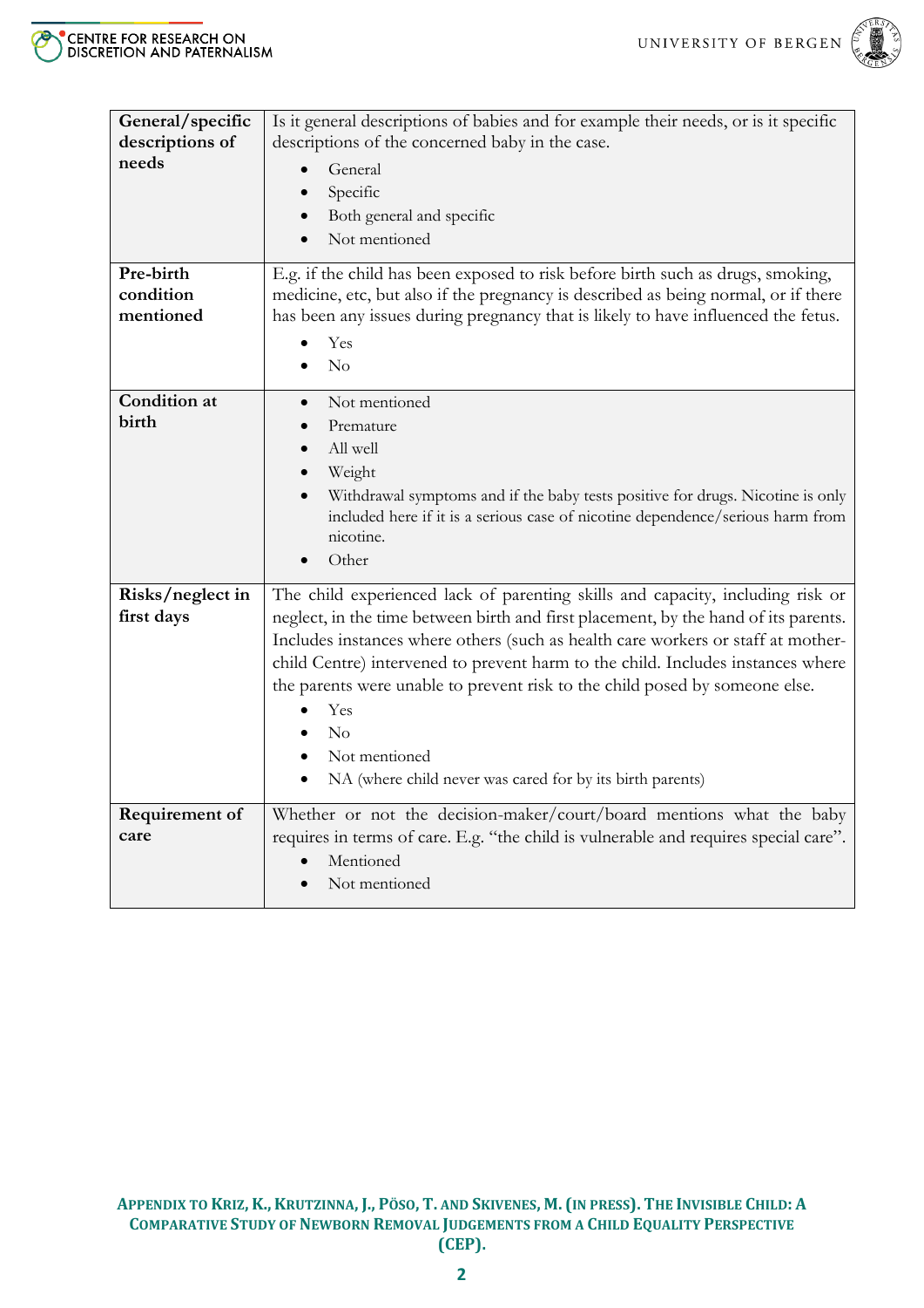| | |
|---|---|
| **General/specific descriptions of needs** | Is it general descriptions of babies and for example their needs, or is it specific descriptions of the concerned baby in the case.<br>• General<br>• Specific<br>• Both general and specific<br>• Not mentioned |
| **Pre-birth condition mentioned** | E.g. if the child has been exposed to risk before birth such as drugs, smoking, medicine, etc, but also if the pregnancy is described as being normal, or if there has been any issues during pregnancy that is likely to have influenced the fetus.<br>• Yes<br>• No |
| **Condition at birth** | • Not mentioned<br>• Premature<br>• All well<br>• Weight<br>• Withdrawal symptoms and if the baby tests positive for drugs. Nicotine is only included here if it is a serious case of nicotine dependence/serious harm from nicotine.<br>• Other |
| **Risks/neglect in first days** | The child experienced lack of parenting skills and capacity, including risk or neglect, in the time between birth and first placement, by the hand of its parents. Includes instances where others (such as health care workers or staff at mother-child Centre) intervened to prevent harm to the child. Includes instances where the parents were unable to prevent risk to the child posed by someone else.<br>• Yes<br>• No<br>• Not mentioned<br>• NA (where child never was cared for by its birth parents) |
| **Requirement of care** | Whether or not the decision-maker/court/board mentions what the baby requires in terms of care. E.g. "the child is vulnerable and requires special care".<br>• Mentioned<br>• Not mentioned |

**Appendix to Kriz, K., Krutzinna, J., Pöso, T. and Skivenes, M. (in press). The Invisible Child: A Comparative Study of Newborn Removal Judgements from a Child Equality Perspective (CEP).**